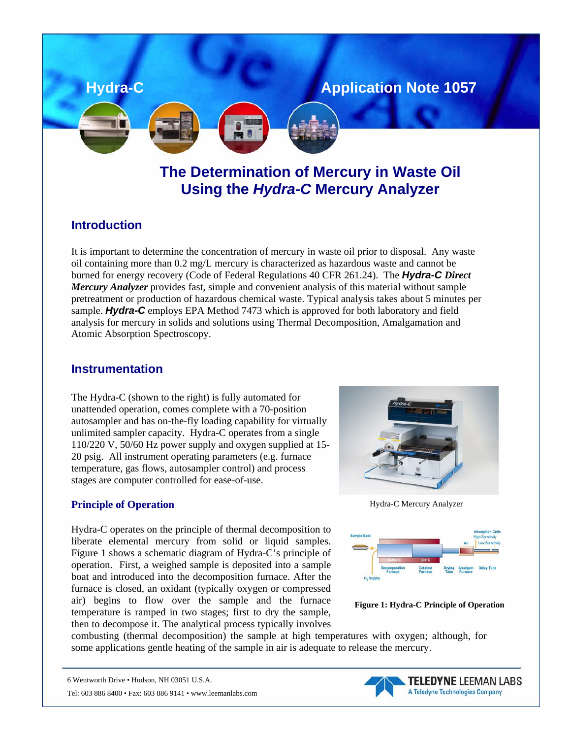Hydra-C

Application Note 1057

# The Determination of Mercury in Waste Oil Using the *Hydra-C* Mercury Analyzer

## Introduction

It is important to determine the concentration of mercury in waste oil prior to disposal. Any waste oil containing more than 0.2 mg/L mercury is characterized as hazardous waste and cannot be burned for energy recovery (Code of Federal Regulations 40 CFR 261.24). The ***Hydra-C Direct Mercury Analyzer*** provides fast, simple and convenient analysis of this material without sample pretreatment or production of hazardous chemical waste. Typical analysis takes about 5 minutes per sample. ***Hydra-C*** employs EPA Method 7473 which is approved for both laboratory and field analysis for mercury in solids and solutions using Thermal Decomposition, Amalgamation and Atomic Absorption Spectroscopy.

## Instrumentation

The Hydra-C (shown to the right) is fully automated for unattended operation, comes complete with a 70-position autosampler and has on-the-fly loading capability for virtually unlimited sampler capacity. Hydra-C operates from a single 110/220 V, 50/60 Hz power supply and oxygen supplied at 15-20 psig. All instrument operating parameters (e.g. furnace temperature, gas flows, autosampler control) and process stages are computer controlled for ease-of-use.

Hydra-C Mercury Analyzer

### Principle of Operation

Hydra-C operates on the principle of thermal decomposition to liberate elemental mercury from solid or liquid samples. Figure 1 shows a schematic diagram of Hydra-C's principle of operation. First, a weighed sample is deposited into a sample boat and introduced into the decomposition furnace. After the furnace is closed, an oxidant (typically oxygen or compressed air) begins to flow over the sample and the furnace temperature is ramped in two stages; first to dry the sample, then to decompose it. The analytical process typically involves combusting (thermal decomposition) the sample at high temperatures with oxygen; although, for some applications gentle heating of the sample in air is adequate to release the mercury.

**Figure 1: Hydra-C Principle of Operation**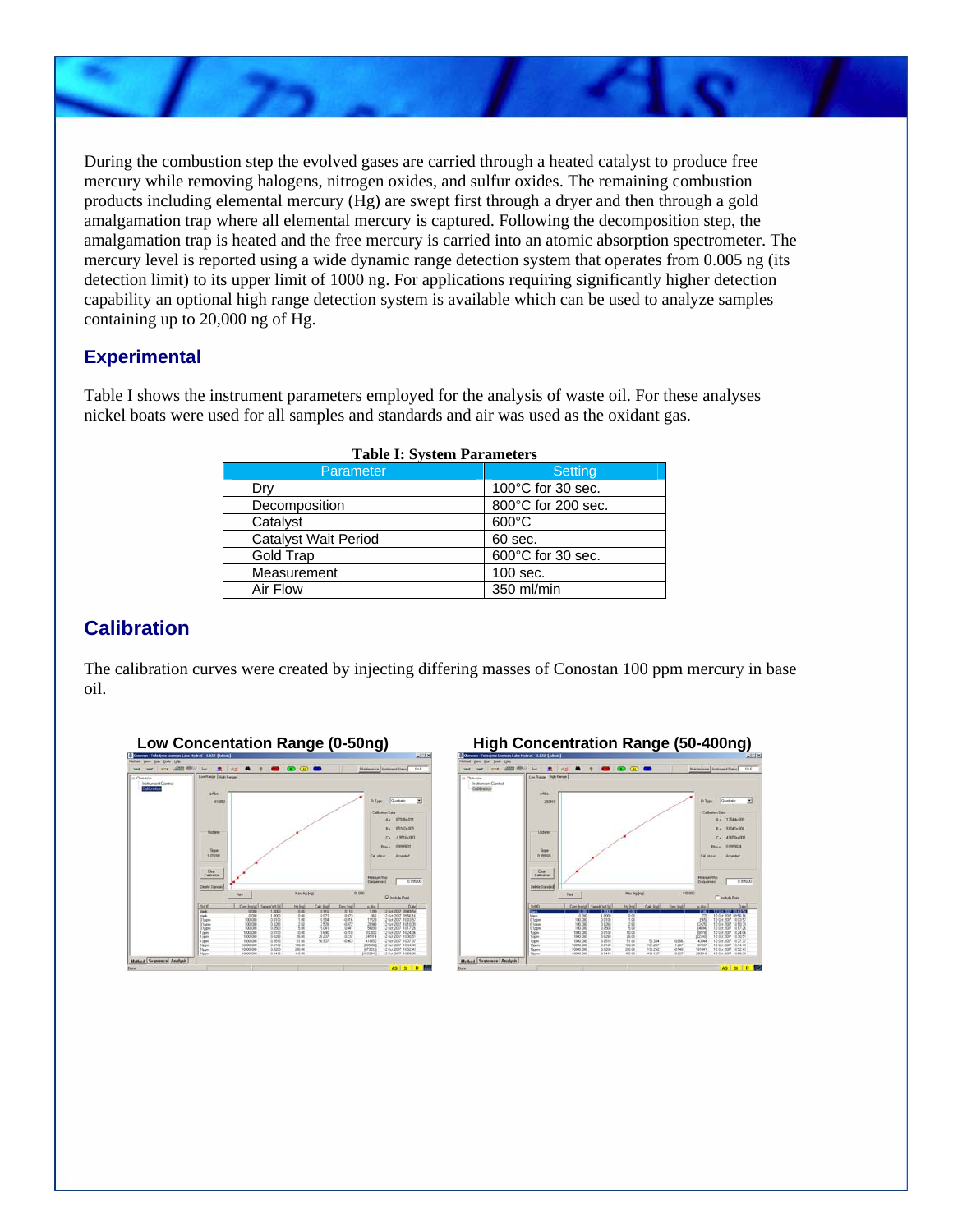During the combustion step the evolved gases are carried through a heated catalyst to produce free mercury while removing halogens, nitrogen oxides, and sulfur oxides. The remaining combustion products including elemental mercury (Hg) are swept first through a dryer and then through a gold amalgamation trap where all elemental mercury is captured. Following the decomposition step, the amalgamation trap is heated and the free mercury is carried into an atomic absorption spectrometer. The mercury level is reported using a wide dynamic range detection system that operates from 0.005 ng (its detection limit) to its upper limit of 1000 ng. For applications requiring significantly higher detection capability an optional high range detection system is available which can be used to analyze samples containing up to 20,000 ng of Hg.

## Experimental

Table I shows the instrument parameters employed for the analysis of waste oil. For these analyses nickel boats were used for all samples and standards and air was used as the oxidant gas.

**Table I: System Parameters**

| Parameter | Setting |
|---|---|
| Dry | 100°C for 30 sec. |
| Decomposition | 800°C for 200 sec. |
| Catalyst | 600°C |
| Catalyst Wait Period | 60 sec. |
| Gold Trap | 600°C for 30 sec. |
| Measurement | 100 sec. |
| Air Flow | 350 ml/min |

## Calibration

The calibration curves were created by injecting differing masses of Conostan 100 ppm mercury in base oil.

**Low Concentation Range (0-50ng)**

**High Concentration Range (50-400ng)**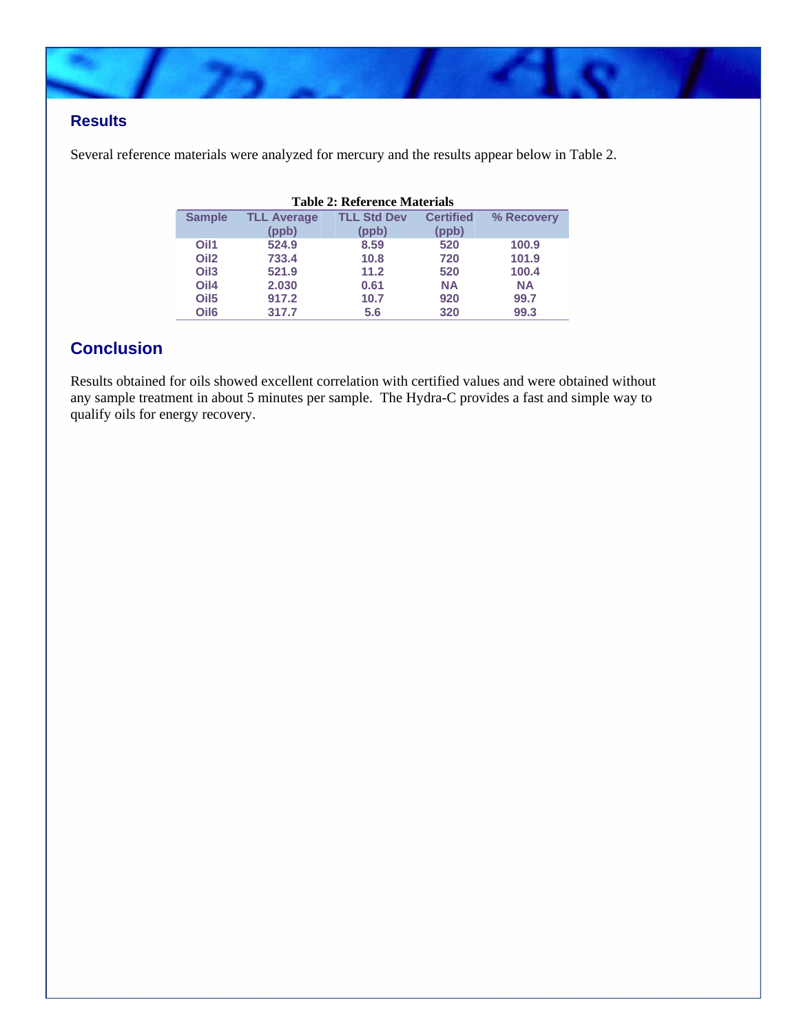## Results

Several reference materials were analyzed for mercury and the results appear below in Table 2.

**Table 2: Reference Materials**

| Sample | TLL Average (ppb) | TLL Std Dev (ppb) | Certified (ppb) | % Recovery |
|---|---|---|---|---|
| Oil1 | 524.9 | 8.59 | 520 | 100.9 |
| Oil2 | 733.4 | 10.8 | 720 | 101.9 |
| Oil3 | 521.9 | 11.2 | 520 | 100.4 |
| Oil4 | 2.030 | 0.61 | NA | NA |
| Oil5 | 917.2 | 10.7 | 920 | 99.7 |
| Oil6 | 317.7 | 5.6 | 320 | 99.3 |

## Conclusion

Results obtained for oils showed excellent correlation with certified values and were obtained without any sample treatment in about 5 minutes per sample. The Hydra-C provides a fast and simple way to qualify oils for energy recovery.